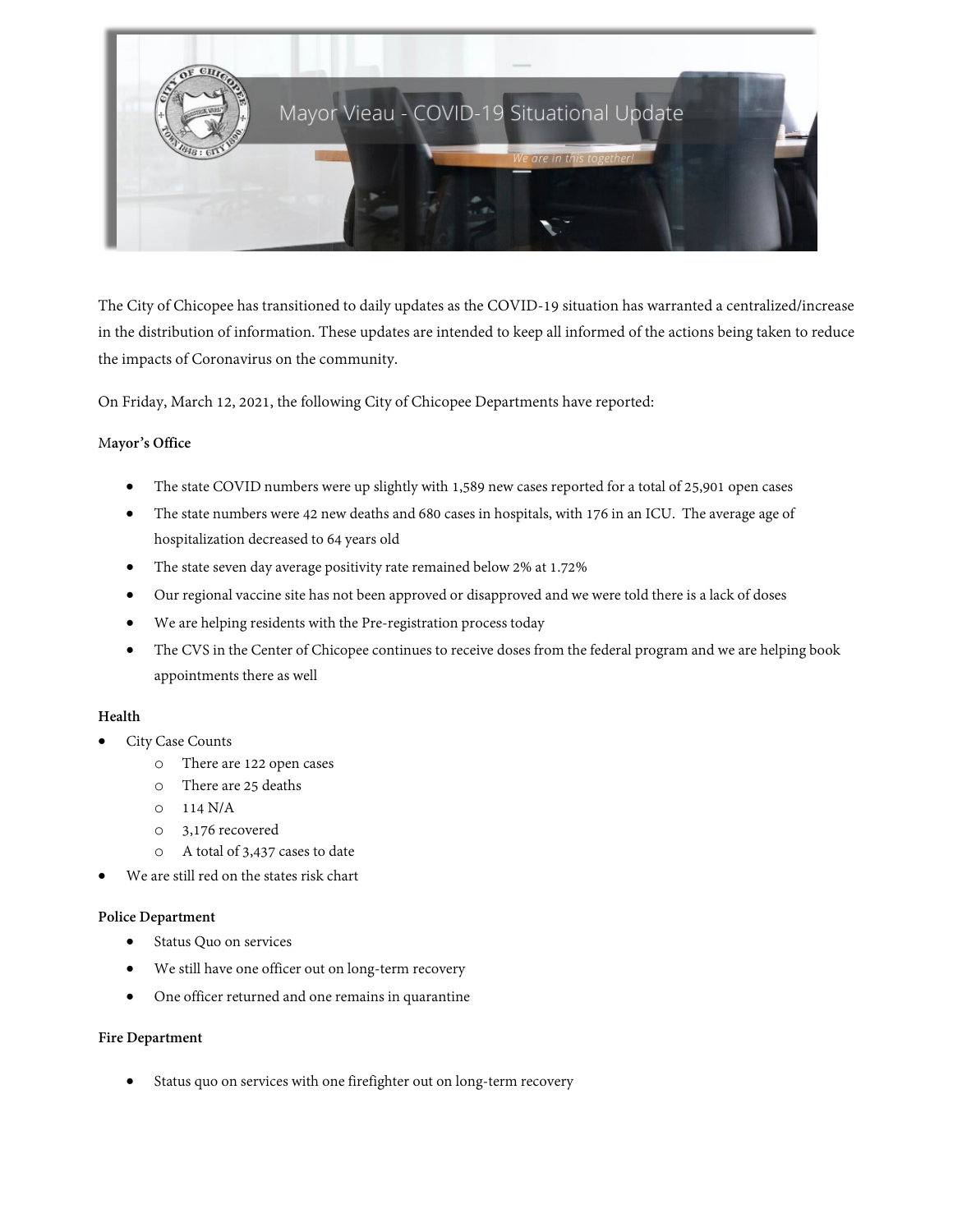Mayor Vieau - COVID-19 Situational Update

We are in this together!

The City of Chicopee has transitioned to daily updates as the COVID-19 situation has warranted a centralized/increase in the distribution of information. These updates are intended to keep all informed of the actions being taken to reduce the impacts of Coronavirus on the community.

On Friday, March 12, 2021, the following City of Chicopee Departments have reported:

**Mayor's Office**

- The state COVID numbers were up slightly with 1,589 new cases reported for a total of 25,901 open cases
- The state numbers were 42 new deaths and 680 cases in hospitals, with 176 in an ICU. The average age of hospitalization decreased to 64 years old
- The state seven day average positivity rate remained below 2% at 1.72%
- Our regional vaccine site has not been approved or disapproved and we were told there is a lack of doses
- We are helping residents with the Pre-registration process today
- The CVS in the Center of Chicopee continues to receive doses from the federal program and we are helping book appointments there as well

**Health**

- City Case Counts
  - There are 122 open cases
  - There are 25 deaths
  - 114 N/A
  - 3,176 recovered
  - A total of 3,437 cases to date
- We are still red on the states risk chart

**Police Department**

- Status Quo on services
- We still have one officer out on long-term recovery
- One officer returned and one remains in quarantine

**Fire Department**

- Status quo on services with one firefighter out on long-term recovery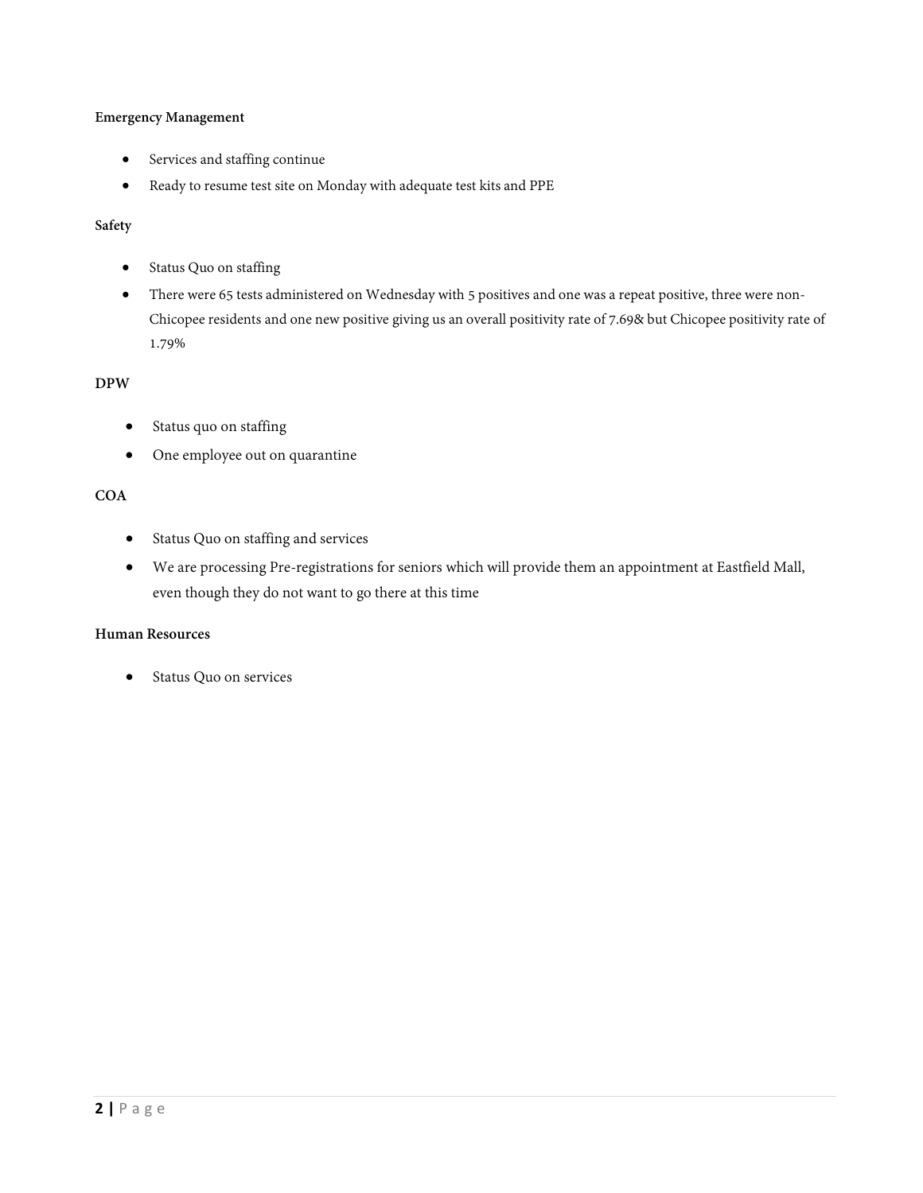**Emergency Management**

- Services and staffing continue
- Ready to resume test site on Monday with adequate test kits and PPE

**Safety**

- Status Quo on staffing
- There were 65 tests administered on Wednesday with 5 positives and one was a repeat positive, three were non-Chicopee residents and one new positive giving us an overall positivity rate of 7.69& but Chicopee positivity rate of 1.79%

**DPW**

- Status quo on staffing
- One employee out on quarantine

**COA**

- Status Quo on staffing and services
- We are processing Pre-registrations for seniors which will provide them an appointment at Eastfield Mall, even though they do not want to go there at this time

**Human Resources**

- Status Quo on services